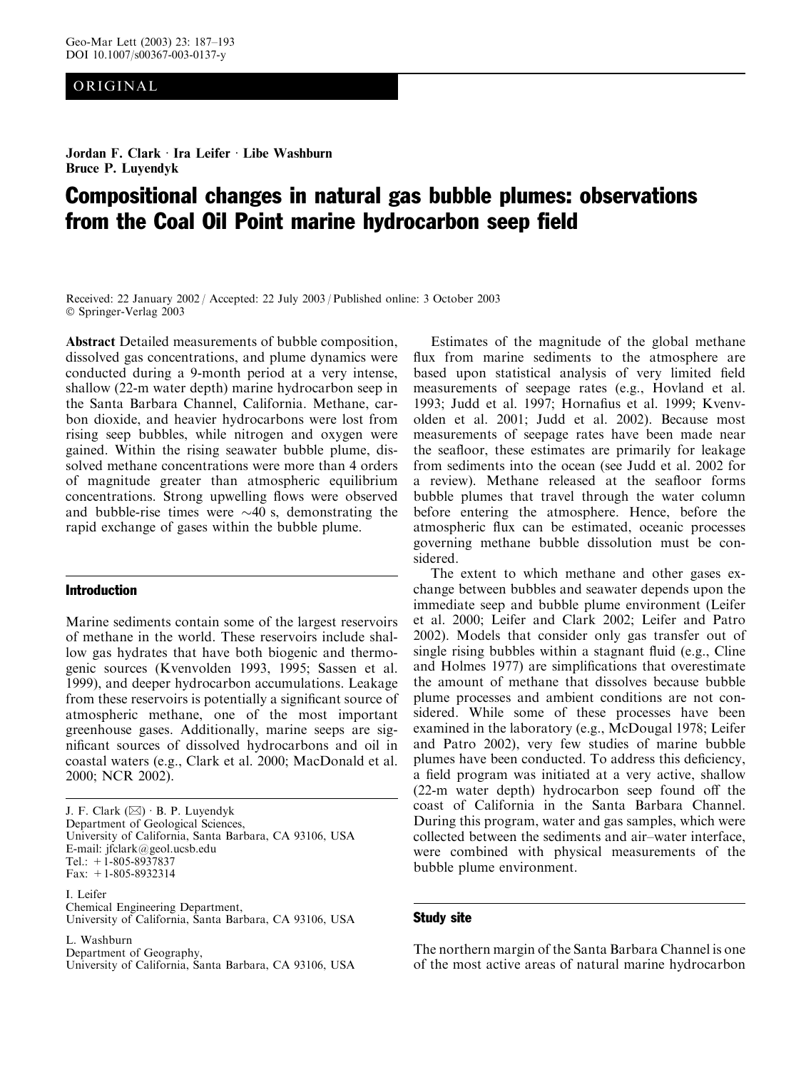ORIGINAL

**Jordan F. Clark · Ira Leifer · Libe Washburn**
**Bruce P. Luyendyk**

# Compositional changes in natural gas bubble plumes: observations from the Coal Oil Point marine hydrocarbon seep field

Received: 22 January 2002 / Accepted: 22 July 2003 / Published online: 3 October 2003
© Springer-Verlag 2003

**Abstract** Detailed measurements of bubble composition, dissolved gas concentrations, and plume dynamics were conducted during a 9-month period at a very intense, shallow (22-m water depth) marine hydrocarbon seep in the Santa Barbara Channel, California. Methane, carbon dioxide, and heavier hydrocarbons were lost from rising seep bubbles, while nitrogen and oxygen were gained. Within the rising seawater bubble plume, dissolved methane concentrations were more than 4 orders of magnitude greater than atmospheric equilibrium concentrations. Strong upwelling flows were observed and bubble-rise times were ~40 s, demonstrating the rapid exchange of gases within the bubble plume.

## Introduction

Marine sediments contain some of the largest reservoirs of methane in the world. These reservoirs include shallow gas hydrates that have both biogenic and thermogenic sources (Kvenvolden 1993, 1995; Sassen et al. 1999), and deeper hydrocarbon accumulations. Leakage from these reservoirs is potentially a significant source of atmospheric methane, one of the most important greenhouse gases. Additionally, marine seeps are significant sources of dissolved hydrocarbons and oil in coastal waters (e.g., Clark et al. 2000; MacDonald et al. 2000; NCR 2002).

J. F. Clark (✉) · B. P. Luyendyk
Department of Geological Sciences,
University of California, Santa Barbara, CA 93106, USA
E-mail: jfclark@geol.ucsb.edu
Tel.: +1-805-8937837
Fax: +1-805-8932314

I. Leifer
Chemical Engineering Department,
University of California, Santa Barbara, CA 93106, USA

L. Washburn
Department of Geography,
University of California, Santa Barbara, CA 93106, USA

Estimates of the magnitude of the global methane flux from marine sediments to the atmosphere are based upon statistical analysis of very limited field measurements of seepage rates (e.g., Hovland et al. 1993; Judd et al. 1997; Hornafius et al. 1999; Kvenvolden et al. 2001; Judd et al. 2002). Because most measurements of seepage rates have been made near the seafloor, these estimates are primarily for leakage from sediments into the ocean (see Judd et al. 2002 for a review). Methane released at the seafloor forms bubble plumes that travel through the water column before entering the atmosphere. Hence, before the atmospheric flux can be estimated, oceanic processes governing methane bubble dissolution must be considered.

The extent to which methane and other gases exchange between bubbles and seawater depends upon the immediate seep and bubble plume environment (Leifer et al. 2000; Leifer and Clark 2002; Leifer and Patro 2002). Models that consider only gas transfer out of single rising bubbles within a stagnant fluid (e.g., Cline and Holmes 1977) are simplifications that overestimate the amount of methane that dissolves because bubble plume processes and ambient conditions are not considered. While some of these processes have been examined in the laboratory (e.g., McDougal 1978; Leifer and Patro 2002), very few studies of marine bubble plumes have been conducted. To address this deficiency, a field program was initiated at a very active, shallow (22-m water depth) hydrocarbon seep found off the coast of California in the Santa Barbara Channel. During this program, water and gas samples, which were collected between the sediments and air–water interface, were combined with physical measurements of the bubble plume environment.

## Study site

The northern margin of the Santa Barbara Channel is one of the most active areas of natural marine hydrocarbon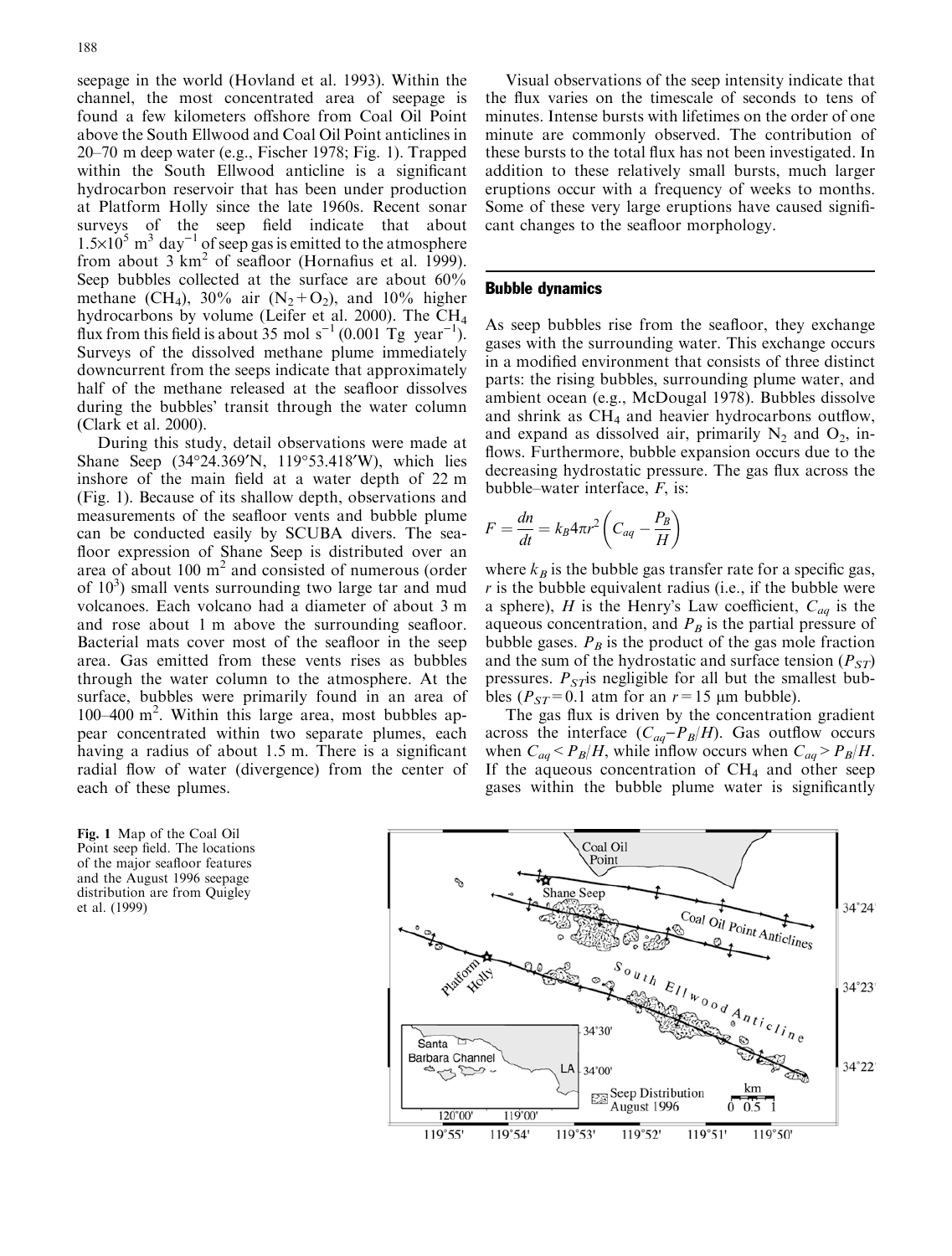seepage in the world (Hovland et al. 1993). Within the channel, the most concentrated area of seepage is found a few kilometers offshore from Coal Oil Point above the South Ellwood and Coal Oil Point anticlines in 20–70 m deep water (e.g., Fischer 1978; Fig. 1). Trapped within the South Ellwood anticline is a significant hydrocarbon reservoir that has been under production at Platform Holly since the late 1960s. Recent sonar surveys of the seep field indicate that about $1.5{\times}10^5$ m$^3$ day$^{-1}$ of seep gas is emitted to the atmosphere from about 3 km$^2$ of seafloor (Hornafius et al. 1999). Seep bubbles collected at the surface are about 60% methane ($CH_4$), 30% air ($N_2 + O_2$), and 10% higher hydrocarbons by volume (Leifer et al. 2000). The $CH_4$ flux from this field is about 35 mol s$^{-1}$ (0.001 Tg year$^{-1}$). Surveys of the dissolved methane plume immediately downcurrent from the seeps indicate that approximately half of the methane released at the seafloor dissolves during the bubbles' transit through the water column (Clark et al. 2000).

During this study, detail observations were made at Shane Seep (34°24.369′N, 119°53.418′W), which lies inshore of the main field at a water depth of 22 m (Fig. 1). Because of its shallow depth, observations and measurements of the seafloor vents and bubble plume can be conducted easily by SCUBA divers. The seafloor expression of Shane Seep is distributed over an area of about 100 m$^2$ and consisted of numerous (order of $10^3$) small vents surrounding two large tar and mud volcanoes. Each volcano had a diameter of about 3 m and rose about 1 m above the surrounding seafloor. Bacterial mats cover most of the seafloor in the seep area. Gas emitted from these vents rises as bubbles through the water column to the atmosphere. At the surface, bubbles were primarily found in an area of 100–400 m$^2$. Within this large area, most bubbles appear concentrated within two separate plumes, each having a radius of about 1.5 m. There is a significant radial flow of water (divergence) from the center of each of these plumes.

Visual observations of the seep intensity indicate that the flux varies on the timescale of seconds to tens of minutes. Intense bursts with lifetimes on the order of one minute are commonly observed. The contribution of these bursts to the total flux has not been investigated. In addition to these relatively small bursts, much larger eruptions occur with a frequency of weeks to months. Some of these very large eruptions have caused significant changes to the seafloor morphology.

## Bubble dynamics

As seep bubbles rise from the seafloor, they exchange gases with the surrounding water. This exchange occurs in a modified environment that consists of three distinct parts: the rising bubbles, surrounding plume water, and ambient ocean (e.g., McDougal 1978). Bubbles dissolve and shrink as $CH_4$ and heavier hydrocarbons outflow, and expand as dissolved air, primarily $N_2$ and $O_2$, inflows. Furthermore, bubble expansion occurs due to the decreasing hydrostatic pressure. The gas flux across the bubble–water interface, $F$, is:

$$F = \frac{dn}{dt} = k_B 4\pi r^2 \left( C_{aq} - \frac{P_B}{H} \right)$$

where $k_B$ is the bubble gas transfer rate for a specific gas, $r$ is the bubble equivalent radius (i.e., if the bubble were a sphere), $H$ is the Henry's Law coefficient, $C_{aq}$ is the aqueous concentration, and $P_B$ is the partial pressure of bubble gases. $P_B$ is the product of the gas mole fraction and the sum of the hydrostatic and surface tension ($P_{ST}$) pressures. $P_{ST}$ is negligible for all but the smallest bubbles ($P_{ST} = 0.1$ atm for an $r = 15$ μm bubble).

The gas flux is driven by the concentration gradient across the interface ($C_{aq} - P_B/H$). Gas outflow occurs when $C_{aq} < P_B/H$, while inflow occurs when $C_{aq} > P_B/H$. If the aqueous concentration of $CH_4$ and other seep gases within the bubble plume water is significantly

Fig. 1 Map of the Coal Oil Point seep field. The locations of the major seafloor features and the August 1996 seepage distribution are from Quigley et al. (1999)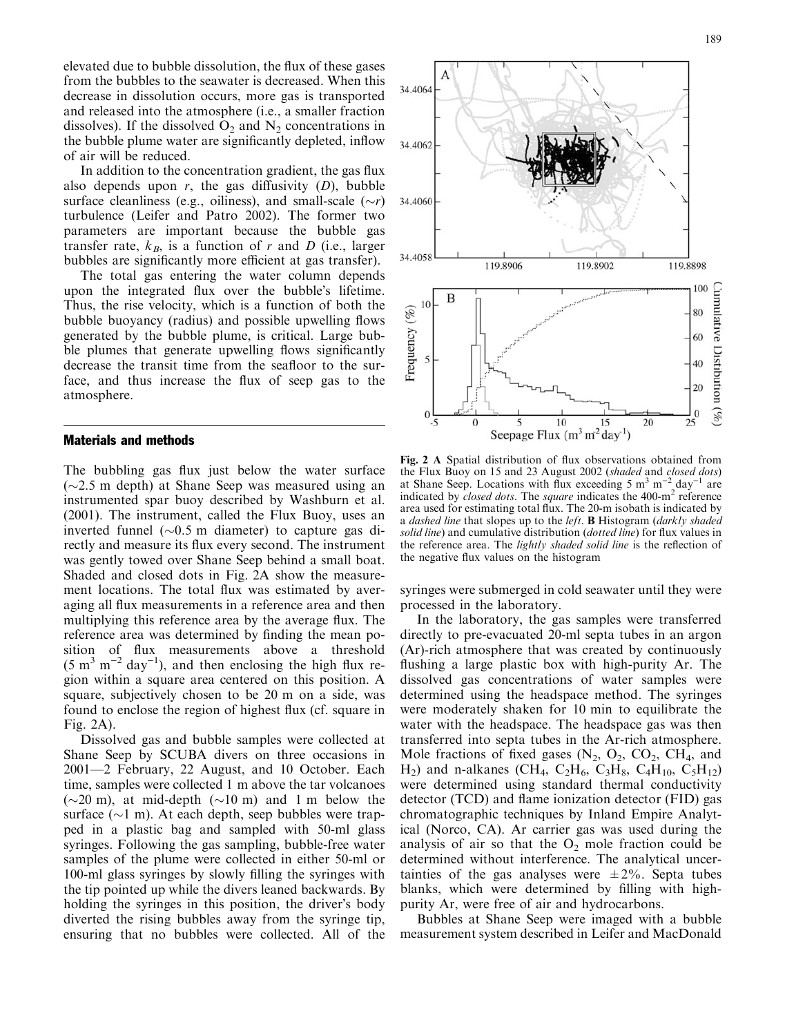elevated due to bubble dissolution, the flux of these gases from the bubbles to the seawater is decreased. When this decrease in dissolution occurs, more gas is transported and released into the atmosphere (i.e., a smaller fraction dissolves). If the dissolved $O_2$ and $N_2$ concentrations in the bubble plume water are significantly depleted, inflow of air will be reduced.

In addition to the concentration gradient, the gas flux also depends upon $r$, the gas diffusivity ($D$), bubble surface cleanliness (e.g., oiliness), and small-scale ($\sim r$) turbulence (Leifer and Patro 2002). The former two parameters are important because the bubble gas transfer rate, $k_B$, is a function of $r$ and $D$ (i.e., larger bubbles are significantly more efficient at gas transfer).

The total gas entering the water column depends upon the integrated flux over the bubble's lifetime. Thus, the rise velocity, which is a function of both the bubble buoyancy (radius) and possible upwelling flows generated by the bubble plume, is critical. Large bubble plumes that generate upwelling flows significantly decrease the transit time from the seafloor to the surface, and thus increase the flux of seep gas to the atmosphere.

## Materials and methods

The bubbling gas flux just below the water surface ($\sim$2.5 m depth) at Shane Seep was measured using an instrumented spar buoy described by Washburn et al. (2001). The instrument, called the Flux Buoy, uses an inverted funnel ($\sim$0.5 m diameter) to capture gas directly and measure its flux every second. The instrument was gently towed over Shane Seep behind a small boat. Shaded and closed dots in Fig. 2A show the measurement locations. The total flux was estimated by averaging all flux measurements in a reference area and then multiplying this reference area by the average flux. The reference area was determined by finding the mean position of flux measurements above a threshold (5 $m^3$ $m^{-2}$ $day^{-1}$), and then enclosing the high flux region within a square area centered on this position. A square, subjectively chosen to be 20 m on a side, was found to enclose the region of highest flux (cf. square in Fig. 2A).

Dissolved gas and bubble samples were collected at Shane Seep by SCUBA divers on three occasions in 2001—2 February, 22 August, and 10 October. Each time, samples were collected 1 m above the tar volcanoes ($\sim$20 m), at mid-depth ($\sim$10 m) and 1 m below the surface ($\sim$1 m). At each depth, seep bubbles were trapped in a plastic bag and sampled with 50-ml glass syringes. Following the gas sampling, bubble-free water samples of the plume were collected in either 50-ml or 100-ml glass syringes by slowly filling the syringes with the tip pointed up while the divers leaned backwards. By holding the syringes in this position, the driver's body diverted the rising bubbles away from the syringe tip, ensuring that no bubbles were collected. All of the syringes were submerged in cold seawater until they were processed in the laboratory.

**Fig. 2 A** Spatial distribution of flux observations obtained from the Flux Buoy on 15 and 23 August 2002 (*shaded* and *closed dots*) at Shane Seep. Locations with flux exceeding 5 $m^3$ $m^{-2}$ $day^{-1}$ are indicated by *closed dots*. The *square* indicates the 400-$m^2$ reference area used for estimating total flux. The 20-m isobath is indicated by a *dashed line* that slopes up to the *left*. **B** Histogram (*darkly shaded solid line*) and cumulative distribution (*dotted line*) for flux values in the reference area. The *lightly shaded solid line* is the reflection of the negative flux values on the histogram

In the laboratory, the gas samples were transferred directly to pre-evacuated 20-ml septa tubes in an argon (Ar)-rich atmosphere that was created by continuously flushing a large plastic box with high-purity Ar. The dissolved gas concentrations of water samples were determined using the headspace method. The syringes were moderately shaken for 10 min to equilibrate the water with the headspace. The headspace gas was then transferred into septa tubes in the Ar-rich atmosphere. Mole fractions of fixed gases ($N_2$, $O_2$, $CO_2$, $CH_4$, and $H_2$) and n-alkanes ($CH_4$, $C_2H_6$, $C_3H_8$, $C_4H_{10}$, $C_5H_{12}$) were determined using standard thermal conductivity detector (TCD) and flame ionization detector (FID) gas chromatographic techniques by Inland Empire Analytical (Norco, CA). Ar carrier gas was used during the analysis of air so that the $O_2$ mole fraction could be determined without interference. The analytical uncertainties of the gas analyses were $\pm$2%. Septa tubes blanks, which were determined by filling with high-purity Ar, were free of air and hydrocarbons.

Bubbles at Shane Seep were imaged with a bubble measurement system described in Leifer and MacDonald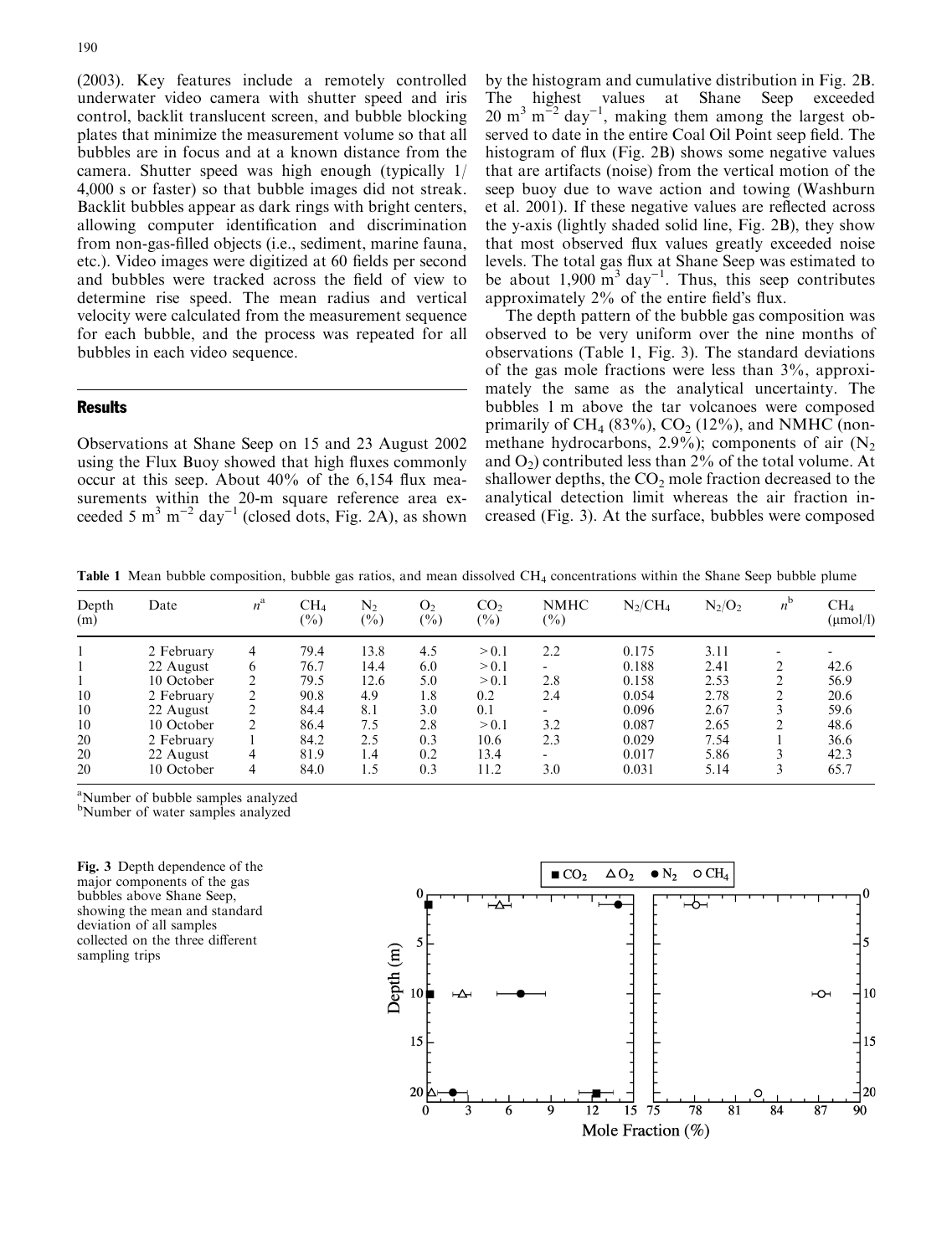(2003). Key features include a remotely controlled underwater video camera with shutter speed and iris control, backlit translucent screen, and bubble blocking plates that minimize the measurement volume so that all bubbles are in focus and at a known distance from the camera. Shutter speed was high enough (typically 1/4,000 s or faster) so that bubble images did not streak. Backlit bubbles appear as dark rings with bright centers, allowing computer identification and discrimination from non-gas-filled objects (i.e., sediment, marine fauna, etc.). Video images were digitized at 60 fields per second and bubbles were tracked across the field of view to determine rise speed. The mean radius and vertical velocity were calculated from the measurement sequence for each bubble, and the process was repeated for all bubbles in each video sequence.

## Results

Observations at Shane Seep on 15 and 23 August 2002 using the Flux Buoy showed that high fluxes commonly occur at this seep. About 40% of the 6,154 flux measurements within the 20-m square reference area exceeded 5 $m^3$ $m^{-2}$ $day^{-1}$ (closed dots, Fig. 2A), as shown by the histogram and cumulative distribution in Fig. 2B. The highest values at Shane Seep exceeded 20 $m^3$ $m^{-2}$ $day^{-1}$, making them among the largest observed to date in the entire Coal Oil Point seep field. The histogram of flux (Fig. 2B) shows some negative values that are artifacts (noise) from the vertical motion of the seep buoy due to wave action and towing (Washburn et al. 2001). If these negative values are reflected across the y-axis (lightly shaded solid line, Fig. 2B), they show that most observed flux values greatly exceeded noise levels. The total gas flux at Shane Seep was estimated to be about 1,900 $m^3$ $day^{-1}$. Thus, this seep contributes approximately 2% of the entire field's flux.

The depth pattern of the bubble gas composition was observed to be very uniform over the nine months of observations (Table 1, Fig. 3). The standard deviations of the gas mole fractions were less than 3%, approximately the same as the analytical uncertainty. The bubbles 1 m above the tar volcanoes were composed primarily of $CH_4$ (83%), $CO_2$ (12%), and NMHC (non-methane hydrocarbons, 2.9%); components of air ($N_2$ and $O_2$) contributed less than 2% of the total volume. At shallower depths, the $CO_2$ mole fraction decreased to the analytical detection limit whereas the air fraction increased (Fig. 3). At the surface, bubbles were composed

**Table 1** Mean bubble composition, bubble gas ratios, and mean dissolved $CH_4$ concentrations within the Shane Seep bubble plume

| Depth (m) | Date | $n^a$ | $CH_4$ (%) | $N_2$ (%) | $O_2$ (%) | $CO_2$ (%) | NMHC (%) | $N_2/CH_4$ | $N_2/O_2$ | $n^b$ | $CH_4$ (μmol/l) |
|---|---|---|---|---|---|---|---|---|---|---|---|
| 1 | 2 February | 4 | 79.4 | 13.8 | 4.5 | > 0.1 | 2.2 | 0.175 | 3.11 | - | - |
| 1 | 22 August | 6 | 76.7 | 14.4 | 6.0 | > 0.1 | - | 0.188 | 2.41 | 2 | 42.6 |
| 1 | 10 October | 2 | 79.5 | 12.6 | 5.0 | > 0.1 | 2.8 | 0.158 | 2.53 | 2 | 56.9 |
| 10 | 2 February | 2 | 90.8 | 4.9 | 1.8 | 0.2 | 2.4 | 0.054 | 2.78 | 2 | 20.6 |
| 10 | 22 August | 2 | 84.4 | 8.1 | 3.0 | 0.1 | - | 0.096 | 2.67 | 3 | 59.6 |
| 10 | 10 October | 2 | 86.4 | 7.5 | 2.8 | > 0.1 | 3.2 | 0.087 | 2.65 | 2 | 48.6 |
| 20 | 2 February | 1 | 84.2 | 2.5 | 0.3 | 10.6 | 2.3 | 0.029 | 7.54 | 1 | 36.6 |
| 20 | 22 August | 4 | 81.9 | 1.4 | 0.2 | 13.4 | - | 0.017 | 5.86 | 3 | 42.3 |
| 20 | 10 October | 4 | 84.0 | 1.5 | 0.3 | 11.2 | 3.0 | 0.031 | 5.14 | 3 | 65.7 |

[a]Number of bubble samples analyzed
[b]Number of water samples analyzed

**Fig. 3** Depth dependence of the major components of the gas bubbles above Shane Seep, showing the mean and standard deviation of all samples collected on the three different sampling trips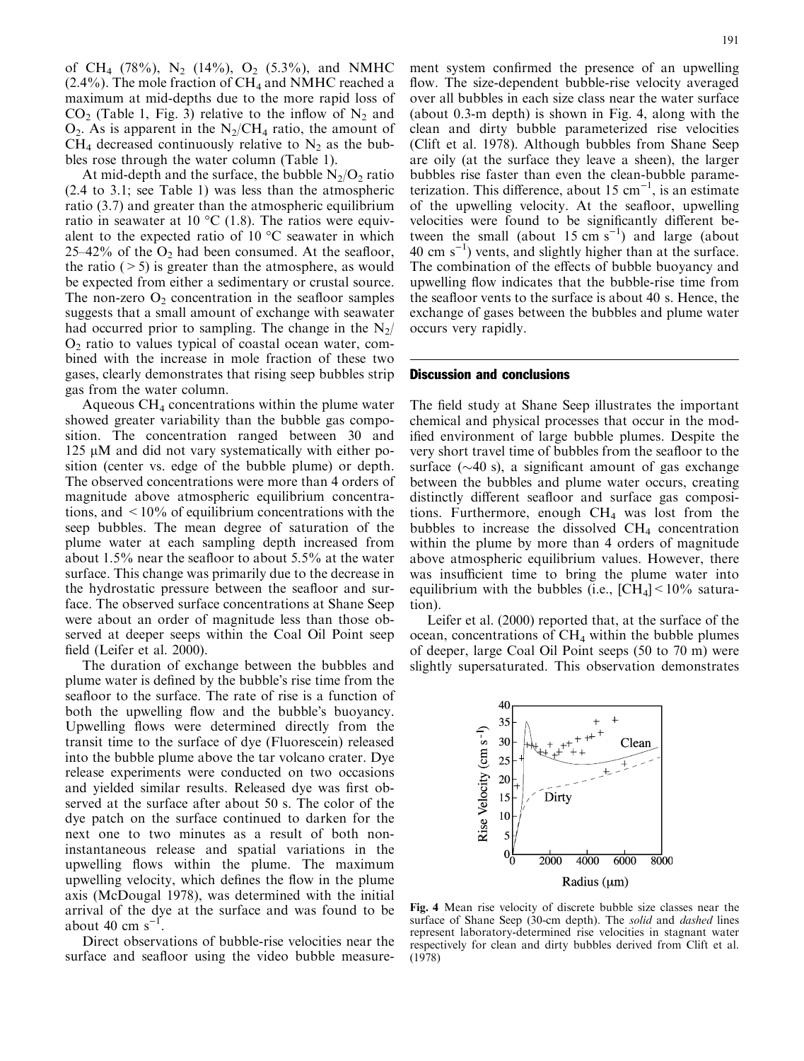of $CH_4$ (78%), $N_2$ (14%), $O_2$ (5.3%), and NMHC (2.4%). The mole fraction of $CH_4$ and NMHC reached a maximum at mid-depths due to the more rapid loss of $CO_2$ (Table 1, Fig. 3) relative to the inflow of $N_2$ and $O_2$. As is apparent in the $N_2/CH_4$ ratio, the amount of $CH_4$ decreased continuously relative to $N_2$ as the bubbles rose through the water column (Table 1).

At mid-depth and the surface, the bubble $N_2/O_2$ ratio (2.4 to 3.1; see Table 1) was less than the atmospheric ratio (3.7) and greater than the atmospheric equilibrium ratio in seawater at 10 °C (1.8). The ratios were equivalent to the expected ratio of 10 °C seawater in which 25–42% of the $O_2$ had been consumed. At the seafloor, the ratio (> 5) is greater than the atmosphere, as would be expected from either a sedimentary or crustal source. The non-zero $O_2$ concentration in the seafloor samples suggests that a small amount of exchange with seawater had occurred prior to sampling. The change in the $N_2/O_2$ ratio to values typical of coastal ocean water, combined with the increase in mole fraction of these two gases, clearly demonstrates that rising seep bubbles strip gas from the water column.

Aqueous $CH_4$ concentrations within the plume water showed greater variability than the bubble gas composition. The concentration ranged between 30 and 125 μM and did not vary systematically with either position (center vs. edge of the bubble plume) or depth. The observed concentrations were more than 4 orders of magnitude above atmospheric equilibrium concentrations, and < 10% of equilibrium concentrations with the seep bubbles. The mean degree of saturation of the plume water at each sampling depth increased from about 1.5% near the seafloor to about 5.5% at the water surface. This change was primarily due to the decrease in the hydrostatic pressure between the seafloor and surface. The observed surface concentrations at Shane Seep were about an order of magnitude less than those observed at deeper seeps within the Coal Oil Point seep field (Leifer et al. 2000).

The duration of exchange between the bubbles and plume water is defined by the bubble's rise time from the seafloor to the surface. The rate of rise is a function of both the upwelling flow and the bubble's buoyancy. Upwelling flows were determined directly from the transit time to the surface of dye (Fluorescein) released into the bubble plume above the tar volcano crater. Dye release experiments were conducted on two occasions and yielded similar results. Released dye was first observed at the surface after about 50 s. The color of the dye patch on the surface continued to darken for the next one to two minutes as a result of both non-instantaneous release and spatial variations in the upwelling flows within the plume. The maximum upwelling velocity, which defines the flow in the plume axis (McDougal 1978), was determined with the initial arrival of the dye at the surface and was found to be about 40 cm $s^{-1}$.

Direct observations of bubble-rise velocities near the surface and seafloor using the video bubble measurement system confirmed the presence of an upwelling flow. The size-dependent bubble-rise velocity averaged over all bubbles in each size class near the water surface (about 0.3-m depth) is shown in Fig. 4, along with the clean and dirty bubble parameterized rise velocities (Clift et al. 1978). Although bubbles from Shane Seep are oily (at the surface they leave a sheen), the larger bubbles rise faster than even the clean-bubble parameterization. This difference, about 15 $cm^{-1}$, is an estimate of the upwelling velocity. At the seafloor, upwelling velocities were found to be significantly different between the small (about 15 cm $s^{-1}$) and large (about 40 cm $s^{-1}$) vents, and slightly higher than at the surface. The combination of the effects of bubble buoyancy and upwelling flow indicates that the bubble-rise time from the seafloor vents to the surface is about 40 s. Hence, the exchange of gases between the bubbles and plume water occurs very rapidly.

## Discussion and conclusions

The field study at Shane Seep illustrates the important chemical and physical processes that occur in the modified environment of large bubble plumes. Despite the very short travel time of bubbles from the seafloor to the surface (~40 s), a significant amount of gas exchange between the bubbles and plume water occurs, creating distinctly different seafloor and surface gas compositions. Furthermore, enough $CH_4$ was lost from the bubbles to increase the dissolved $CH_4$ concentration within the plume by more than 4 orders of magnitude above atmospheric equilibrium values. However, there was insufficient time to bring the plume water into equilibrium with the bubbles (i.e., $[CH_4]$ < 10% saturation).

Leifer et al. (2000) reported that, at the surface of the ocean, concentrations of $CH_4$ within the bubble plumes of deeper, large Coal Oil Point seeps (50 to 70 m) were slightly supersaturated. This observation demonstrates

**Fig. 4** Mean rise velocity of discrete bubble size classes near the surface of Shane Seep (30-cm depth). The *solid* and *dashed* lines represent laboratory-determined rise velocities in stagnant water respectively for clean and dirty bubbles derived from Clift et al. (1978)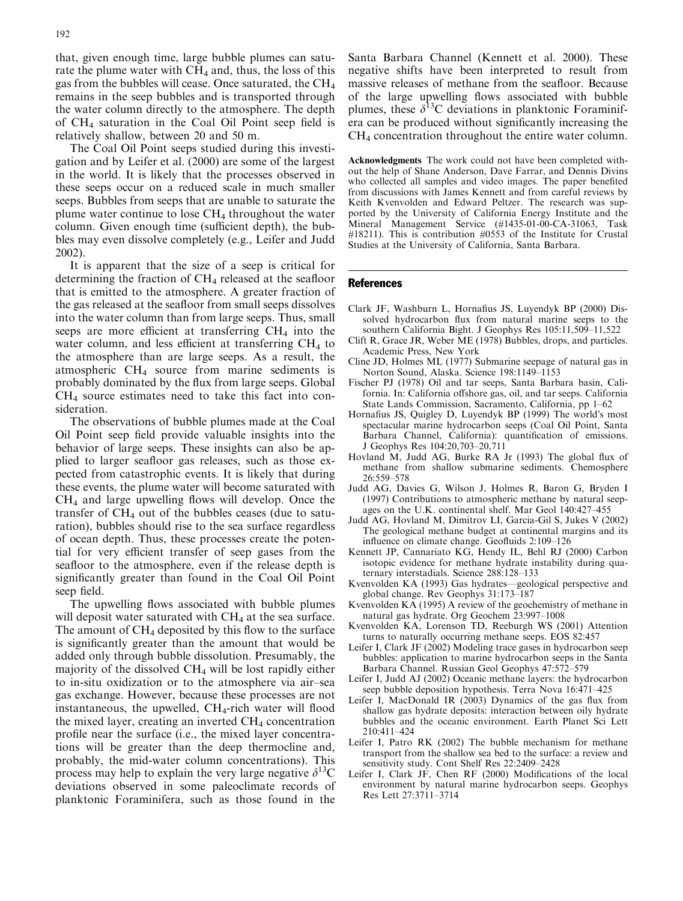that, given enough time, large bubble plumes can saturate the plume water with $CH_4$ and, thus, the loss of this gas from the bubbles will cease. Once saturated, the $CH_4$ remains in the seep bubbles and is transported through the water column directly to the atmosphere. The depth of $CH_4$ saturation in the Coal Oil Point seep field is relatively shallow, between 20 and 50 m.

The Coal Oil Point seeps studied during this investigation and by Leifer et al. (2000) are some of the largest in the world. It is likely that the processes observed in these seeps occur on a reduced scale in much smaller seeps. Bubbles from seeps that are unable to saturate the plume water continue to lose $CH_4$ throughout the water column. Given enough time (sufficient depth), the bubbles may even dissolve completely (e.g., Leifer and Judd 2002).

It is apparent that the size of a seep is critical for determining the fraction of $CH_4$ released at the seafloor that is emitted to the atmosphere. A greater fraction of the gas released at the seafloor from small seeps dissolves into the water column than from large seeps. Thus, small seeps are more efficient at transferring $CH_4$ into the water column, and less efficient at transferring $CH_4$ to the atmosphere than are large seeps. As a result, the atmospheric $CH_4$ source from marine sediments is probably dominated by the flux from large seeps. Global $CH_4$ source estimates need to take this fact into consideration.

The observations of bubble plumes made at the Coal Oil Point seep field provide valuable insights into the behavior of large seeps. These insights can also be applied to larger seafloor gas releases, such as those expected from catastrophic events. It is likely that during these events, the plume water will become saturated with $CH_4$ and large upwelling flows will develop. Once the transfer of $CH_4$ out of the bubbles ceases (due to saturation), bubbles should rise to the sea surface regardless of ocean depth. Thus, these processes create the potential for very efficient transfer of seep gases from the seafloor to the atmosphere, even if the release depth is significantly greater than found in the Coal Oil Point seep field.

The upwelling flows associated with bubble plumes will deposit water saturated with $CH_4$ at the sea surface. The amount of $CH_4$ deposited by this flow to the surface is significantly greater than the amount that would be added only through bubble dissolution. Presumably, the majority of the dissolved $CH_4$ will be lost rapidly either to in-situ oxidization or to the atmosphere via air–sea gas exchange. However, because these processes are not instantaneous, the upwelled, $CH_4$-rich water will flood the mixed layer, creating an inverted $CH_4$ concentration profile near the surface (i.e., the mixed layer concentrations will be greater than the deep thermocline and, probably, the mid-water column concentrations). This process may help to explain the very large negative $\delta^{13}C$ deviations observed in some paleoclimate records of planktonic Foraminifera, such as those found in the Santa Barbara Channel (Kennett et al. 2000). These negative shifts have been interpreted to result from massive releases of methane from the seafloor. Because of the large upwelling flows associated with bubble plumes, these $\delta^{13}C$ deviations in planktonic Foraminifera can be produced without significantly increasing the $CH_4$ concentration throughout the entire water column.

**Acknowledgments** The work could not have been completed without the help of Shane Anderson, Dave Farrar, and Dennis Divins who collected all samples and video images. The paper benefited from discussions with James Kennett and from careful reviews by Keith Kvenvolden and Edward Peltzer. The research was supported by the University of California Energy Institute and the Mineral Management Service (#1435-01-00-CA-31063, Task #18211). This is contribution #0553 of the Institute for Crustal Studies at the University of California, Santa Barbara.

## References

Clark JF, Washburn L, Hornafius JS, Luyendyk BP (2000) Dissolved hydrocarbon flux from natural marine seeps to the southern California Bight. J Geophys Res 105:11,509–11,522

Clift R, Grace JR, Weber ME (1978) Bubbles, drops, and particles. Academic Press, New York

Cline JD, Holmes ML (1977) Submarine seepage of natural gas in Norton Sound, Alaska. Science 198:1149–1153

Fischer PJ (1978) Oil and tar seeps, Santa Barbara basin, California. In: California offshore gas, oil, and tar seeps. California State Lands Commission, Sacramento, California, pp 1–62

Hornafius JS, Quigley D, Luyendyk BP (1999) The world's most spectacular marine hydrocarbon seeps (Coal Oil Point, Santa Barbara Channel, California): quantification of emissions. J Geophys Res 104:20,703–20,711

Hovland M, Judd AG, Burke RA Jr (1993) The global flux of methane from shallow submarine sediments. Chemosphere 26:559–578

Judd AG, Davies G, Wilson J, Holmes R, Baron G, Bryden I (1997) Contributions to atmospheric methane by natural seepages on the U.K. continental shelf. Mar Geol 140:427–455

Judd AG, Hovland M, Dimitrov LI, Garcia-Gil S, Jukes V (2002) The geological methane budget at continental margins and its influence on climate change. Geofluids 2:109–126

Kennett JP, Cannariato KG, Hendy IL, Behl RJ (2000) Carbon isotopic evidence for methane hydrate instability during quaternary interstadials. Science 288:128–133

Kvenvolden KA (1993) Gas hydrates—geological perspective and global change. Rev Geophys 31:173–187

Kvenvolden KA (1995) A review of the geochemistry of methane in natural gas hydrate. Org Geochem 23:997–1008

Kvenvolden KA, Lorenson TD, Reeburgh WS (2001) Attention turns to naturally occurring methane seeps. EOS 82:457

Leifer I, Clark JF (2002) Modeling trace gases in hydrocarbon seep bubbles: application to marine hydrocarbon seeps in the Santa Barbara Channel. Russian Geol Geophys 47:572–579

Leifer I, Judd AJ (2002) Oceanic methane layers: the hydrocarbon seep bubble deposition hypothesis. Terra Nova 16:471–425

Leifer I, MacDonald IR (2003) Dynamics of the gas flux from shallow gas hydrate deposits: interaction between oily hydrate bubbles and the oceanic environment. Earth Planet Sci Lett 210:411–424

Leifer I, Patro RK (2002) The bubble mechanism for methane transport from the shallow sea bed to the surface: a review and sensitivity study. Cont Shelf Res 22:2409–2428

Leifer I, Clark JF, Chen RF (2000) Modifications of the local environment by natural marine hydrocarbon seeps. Geophys Res Lett 27:3711–3714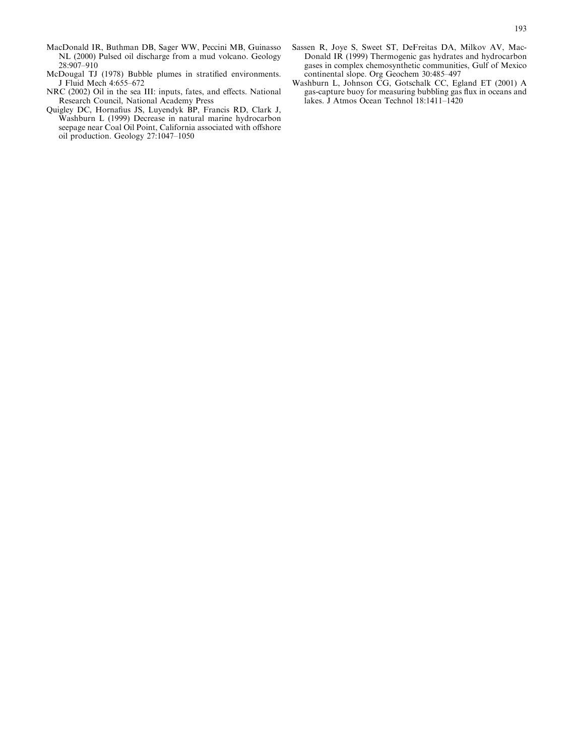MacDonald IR, Buthman DB, Sager WW, Peccini MB, Guinasso NL (2000) Pulsed oil discharge from a mud volcano. Geology 28:907–910

McDougal TJ (1978) Bubble plumes in stratified environments. J Fluid Mech 4:655–672

NRC (2002) Oil in the sea III: inputs, fates, and effects. National Research Council, National Academy Press

Quigley DC, Hornafius JS, Luyendyk BP, Francis RD, Clark J, Washburn L (1999) Decrease in natural marine hydrocarbon seepage near Coal Oil Point, California associated with offshore oil production. Geology 27:1047–1050

Sassen R, Joye S, Sweet ST, DeFreitas DA, Milkov AV, MacDonald IR (1999) Thermogenic gas hydrates and hydrocarbon gases in complex chemosynthetic communities, Gulf of Mexico continental slope. Org Geochem 30:485–497

Washburn L, Johnson CG, Gotschalk CC, Egland ET (2001) A gas-capture buoy for measuring bubbling gas flux in oceans and lakes. J Atmos Ocean Technol 18:1411–1420